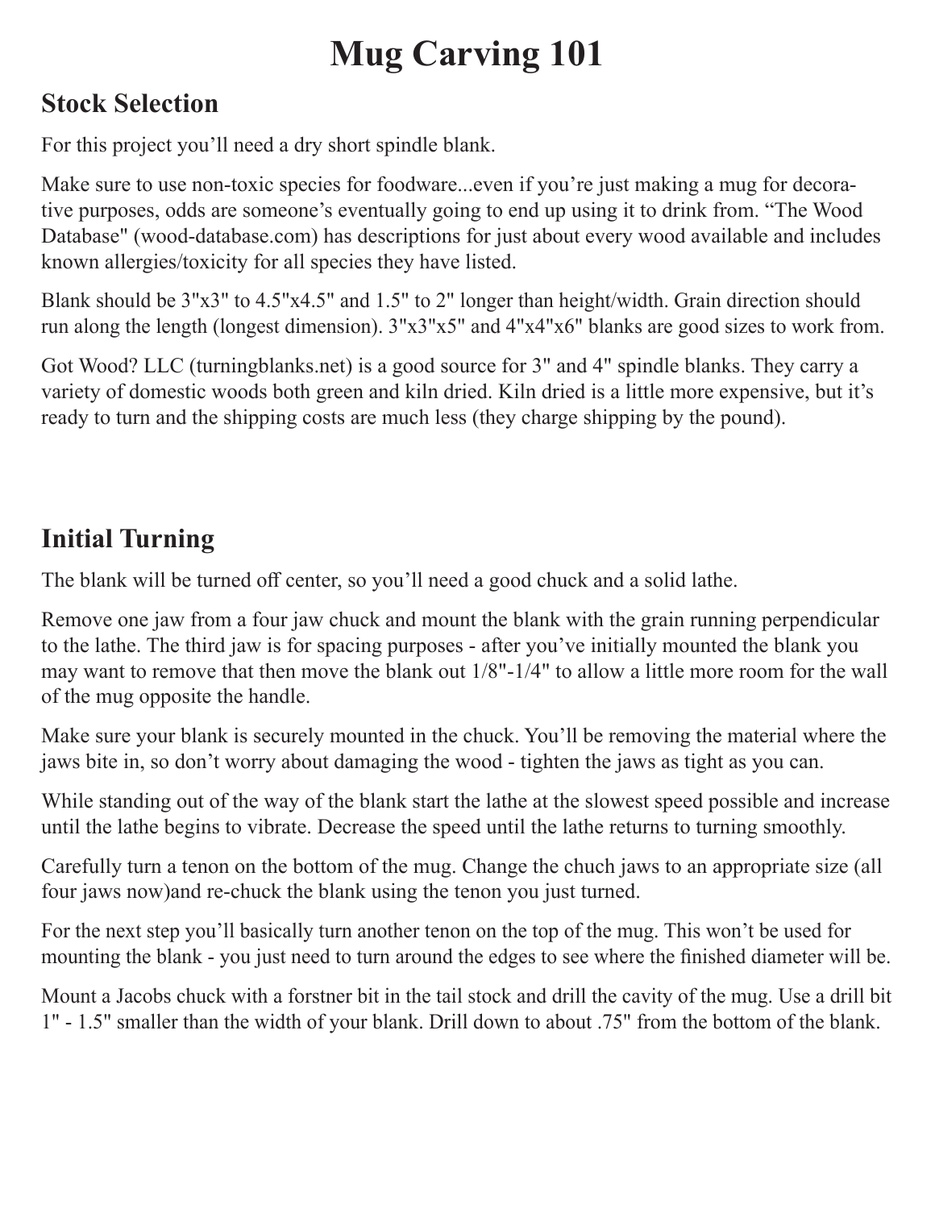# Mug Carving 101

## Stock Selection

For this project you'll need a dry short spindle blank.

Make sure to use non-toxic species for foodware...even if you're just making a mug for decorative purposes, odds are someone's eventually going to end up using it to drink from. "The Wood Database" (wood-database.com) has descriptions for just about every wood available and includes known allergies/toxicity for all species they have listed.

Blank should be 3"x3" to 4.5"x4.5" and 1.5" to 2" longer than height/width. Grain direction should run along the length (longest dimension). 3"x3"x5" and 4"x4"x6" blanks are good sizes to work from.

Got Wood? LLC (turningblanks.net) is a good source for 3" and 4" spindle blanks. They carry a variety of domestic woods both green and kiln dried. Kiln dried is a little more expensive, but it's ready to turn and the shipping costs are much less (they charge shipping by the pound).

## Initial Turning

The blank will be turned off center, so you'll need a good chuck and a solid lathe.

Remove one jaw from a four jaw chuck and mount the blank with the grain running perpendicular to the lathe. The third jaw is for spacing purposes - after you've initially mounted the blank you may want to remove that then move the blank out 1/8"-1/4" to allow a little more room for the wall of the mug opposite the handle.

Make sure your blank is securely mounted in the chuck. You'll be removing the material where the jaws bite in, so don't worry about damaging the wood - tighten the jaws as tight as you can.

While standing out of the way of the blank start the lathe at the slowest speed possible and increase until the lathe begins to vibrate. Decrease the speed until the lathe returns to turning smoothly.

Carefully turn a tenon on the bottom of the mug. Change the chuch jaws to an appropriate size (all four jaws now)and re-chuck the blank using the tenon you just turned.

For the next step you'll basically turn another tenon on the top of the mug. This won't be used for mounting the blank - you just need to turn around the edges to see where the finished diameter will be.

Mount a Jacobs chuck with a forstner bit in the tail stock and drill the cavity of the mug. Use a drill bit 1" - 1.5" smaller than the width of your blank. Drill down to about .75" from the bottom of the blank.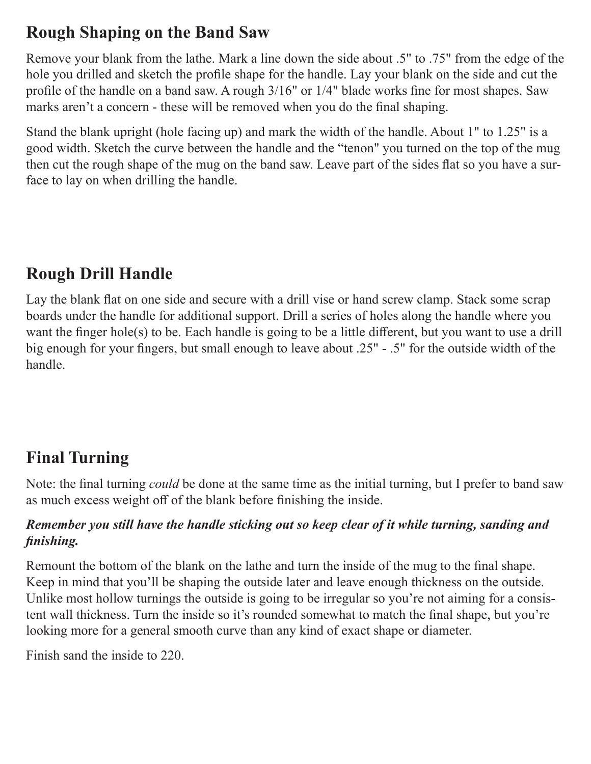## Rough Shaping on the Band Saw

Remove your blank from the lathe. Mark a line down the side about .5" to .75" from the edge of the hole you drilled and sketch the profile shape for the handle. Lay your blank on the side and cut the profile of the handle on a band saw. A rough 3/16" or 1/4" blade works fine for most shapes. Saw marks aren't a concern - these will be removed when you do the final shaping.

Stand the blank upright (hole facing up) and mark the width of the handle. About 1" to 1.25" is a good width. Sketch the curve between the handle and the "tenon" you turned on the top of the mug then cut the rough shape of the mug on the band saw. Leave part of the sides flat so you have a surface to lay on when drilling the handle.

## Rough Drill Handle

Lay the blank flat on one side and secure with a drill vise or hand screw clamp. Stack some scrap boards under the handle for additional support. Drill a series of holes along the handle where you want the finger hole(s) to be. Each handle is going to be a little different, but you want to use a drill big enough for your fingers, but small enough to leave about .25" - .5" for the outside width of the handle.

## Final Turning

Note: the final turning *could* be done at the same time as the initial turning, but I prefer to band saw as much excess weight off of the blank before finishing the inside.

***Remember you still have the handle sticking out so keep clear of it while turning, sanding and finishing.***

Remount the bottom of the blank on the lathe and turn the inside of the mug to the final shape. Keep in mind that you'll be shaping the outside later and leave enough thickness on the outside. Unlike most hollow turnings the outside is going to be irregular so you're not aiming for a consistent wall thickness. Turn the inside so it's rounded somewhat to match the final shape, but you're looking more for a general smooth curve than any kind of exact shape or diameter.

Finish sand the inside to 220.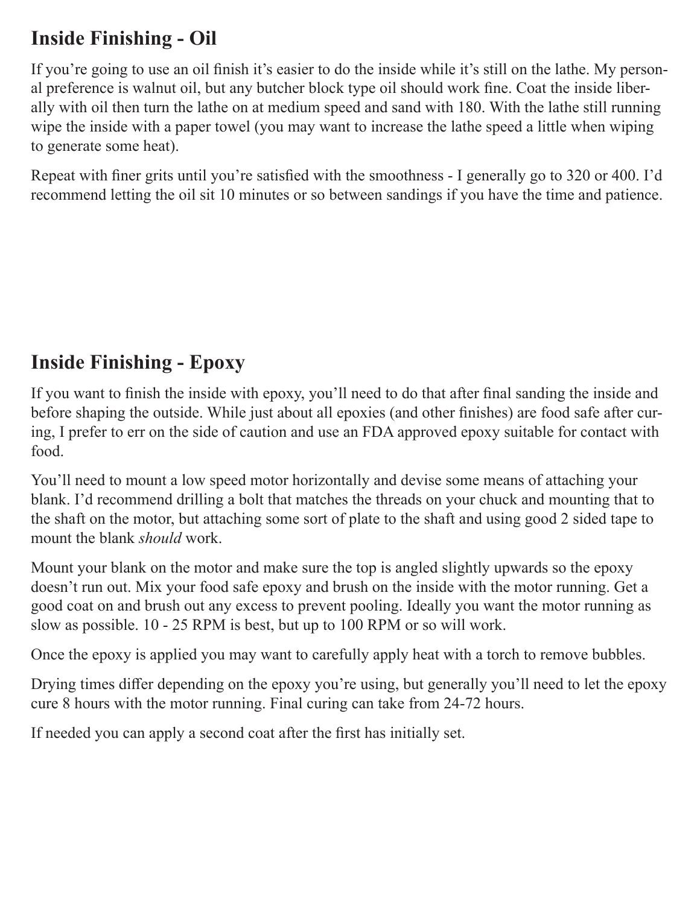## Inside Finishing - Oil

If you're going to use an oil finish it's easier to do the inside while it's still on the lathe. My personal preference is walnut oil, but any butcher block type oil should work fine. Coat the inside liberally with oil then turn the lathe on at medium speed and sand with 180. With the lathe still running wipe the inside with a paper towel (you may want to increase the lathe speed a little when wiping to generate some heat).

Repeat with finer grits until you're satisfied with the smoothness - I generally go to 320 or 400. I'd recommend letting the oil sit 10 minutes or so between sandings if you have the time and patience.

## Inside Finishing - Epoxy

If you want to finish the inside with epoxy, you'll need to do that after final sanding the inside and before shaping the outside. While just about all epoxies (and other finishes) are food safe after curing, I prefer to err on the side of caution and use an FDA approved epoxy suitable for contact with food.

You'll need to mount a low speed motor horizontally and devise some means of attaching your blank. I'd recommend drilling a bolt that matches the threads on your chuck and mounting that to the shaft on the motor, but attaching some sort of plate to the shaft and using good 2 sided tape to mount the blank *should* work.

Mount your blank on the motor and make sure the top is angled slightly upwards so the epoxy doesn't run out. Mix your food safe epoxy and brush on the inside with the motor running. Get a good coat on and brush out any excess to prevent pooling. Ideally you want the motor running as slow as possible. 10 - 25 RPM is best, but up to 100 RPM or so will work.

Once the epoxy is applied you may want to carefully apply heat with a torch to remove bubbles.

Drying times differ depending on the epoxy you're using, but generally you'll need to let the epoxy cure 8 hours with the motor running. Final curing can take from 24-72 hours.

If needed you can apply a second coat after the first has initially set.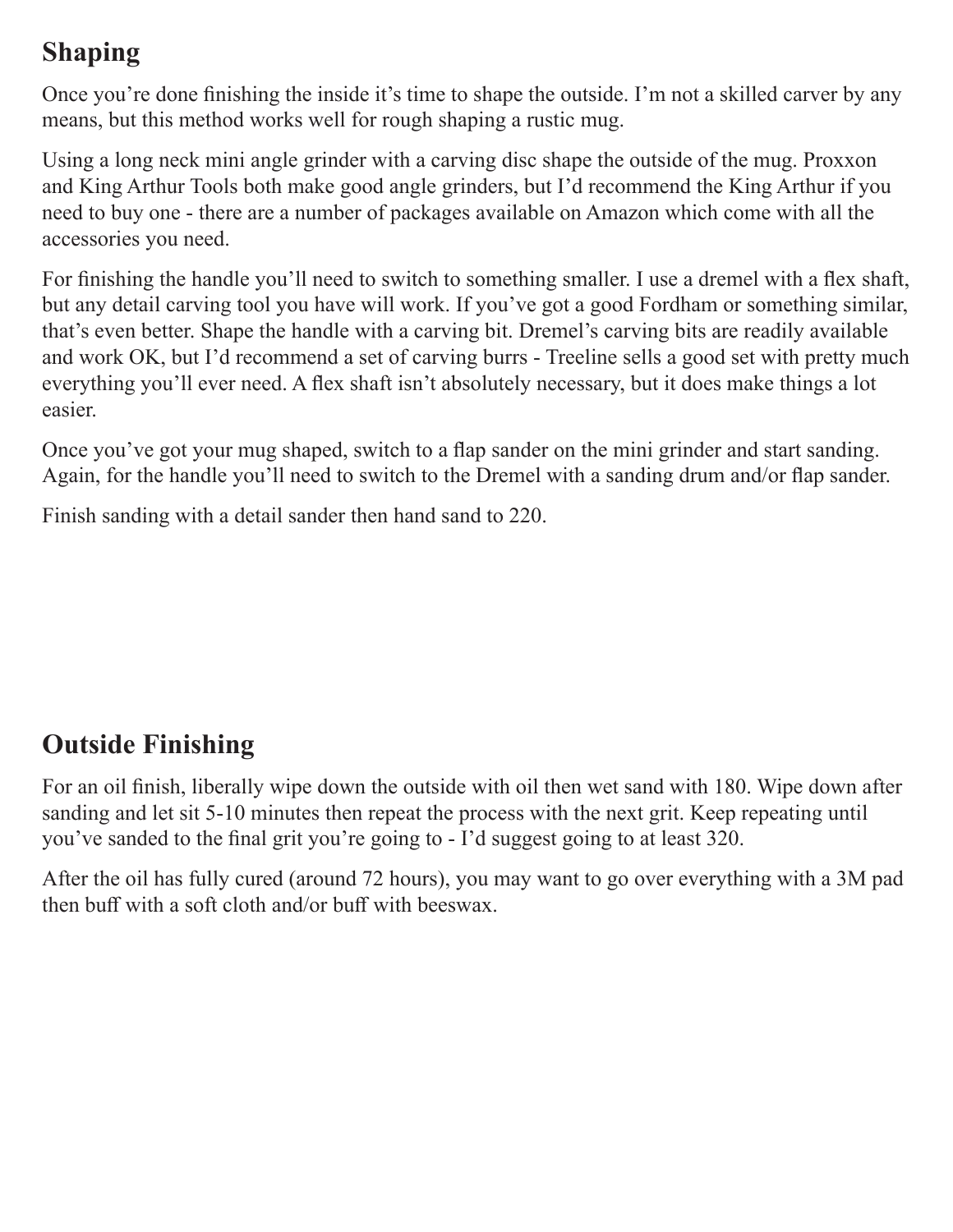## Shaping

Once you're done finishing the inside it's time to shape the outside. I'm not a skilled carver by any means, but this method works well for rough shaping a rustic mug.

Using a long neck mini angle grinder with a carving disc shape the outside of the mug. Proxxon and King Arthur Tools both make good angle grinders, but I'd recommend the King Arthur if you need to buy one - there are a number of packages available on Amazon which come with all the accessories you need.

For finishing the handle you'll need to switch to something smaller. I use a dremel with a flex shaft, but any detail carving tool you have will work. If you've got a good Fordham or something similar, that's even better. Shape the handle with a carving bit. Dremel's carving bits are readily available and work OK, but I'd recommend a set of carving burrs - Treeline sells a good set with pretty much everything you'll ever need. A flex shaft isn't absolutely necessary, but it does make things a lot easier.

Once you've got your mug shaped, switch to a flap sander on the mini grinder and start sanding. Again, for the handle you'll need to switch to the Dremel with a sanding drum and/or flap sander.

Finish sanding with a detail sander then hand sand to 220.

## Outside Finishing

For an oil finish, liberally wipe down the outside with oil then wet sand with 180. Wipe down after sanding and let sit 5-10 minutes then repeat the process with the next grit. Keep repeating until you've sanded to the final grit you're going to - I'd suggest going to at least 320.

After the oil has fully cured (around 72 hours), you may want to go over everything with a 3M pad then buff with a soft cloth and/or buff with beeswax.